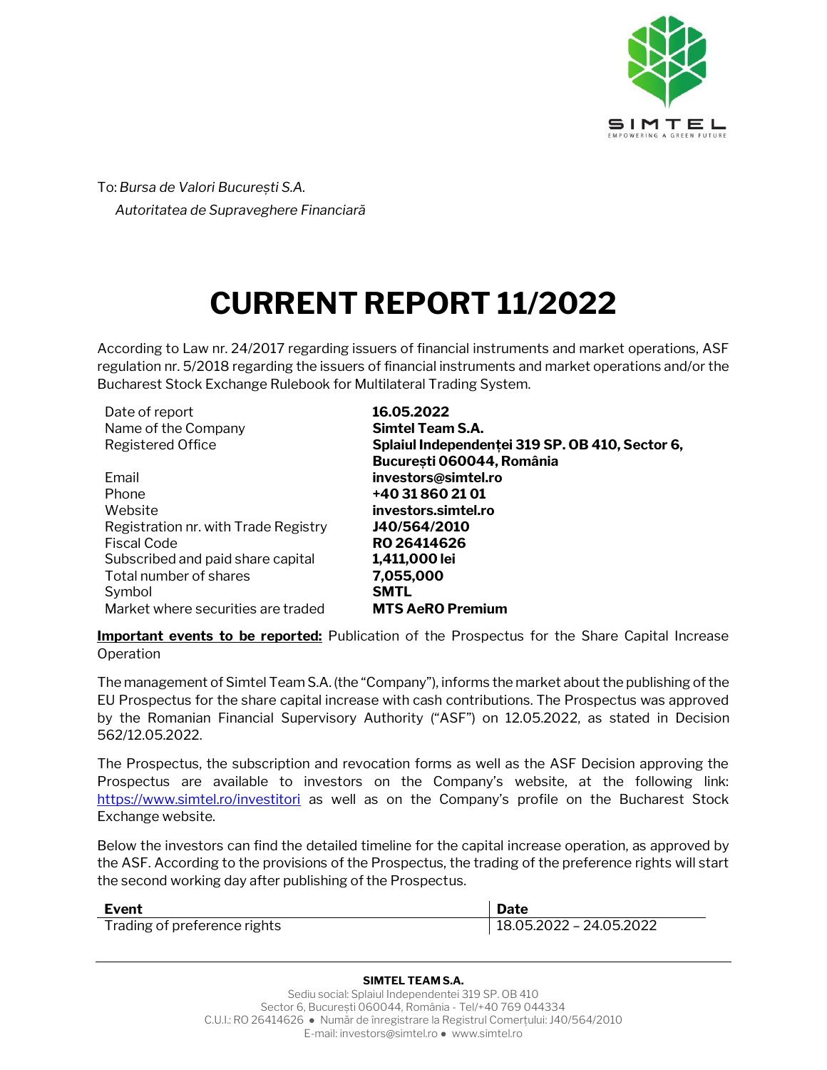To: *Bursa de Valori București S.A.*

*Autoritatea de Supraveghere Financiară*

# CURRENT REPORT 11/2022

According to Law nr. 24/2017 regarding issuers of financial instruments and market operations, ASF regulation nr. 5/2018 regarding the issuers of financial instruments and market operations and/or the Bucharest Stock Exchange Rulebook for Multilateral Trading System.

| | |
|---|---|
| Date of report | **16.05.2022** |
| Name of the Company | **Simtel Team S.A.** |
| Registered Office | **Splaiul Independenței 319 SP. OB 410, Sector 6, București 060044, România** |
| Email | **investors@simtel.ro** |
| Phone | **+40 31 860 21 01** |
| Website | **investors.simtel.ro** |
| Registration nr. with Trade Registry | **J40/564/2010** |
| Fiscal Code | **RO 26414626** |
| Subscribed and paid share capital | **1,411,000 lei** |
| Total number of shares | **7,055,000** |
| Symbol | **SMTL** |
| Market where securities are traded | **MTS AeRO Premium** |

**Important events to be reported:** Publication of the Prospectus for the Share Capital Increase Operation

The management of Simtel Team S.A. (the "Company"), informs the market about the publishing of the EU Prospectus for the share capital increase with cash contributions. The Prospectus was approved by the Romanian Financial Supervisory Authority ("ASF") on 12.05.2022, as stated in Decision 562/12.05.2022.

The Prospectus, the subscription and revocation forms as well as the ASF Decision approving the Prospectus are available to investors on the Company's website, at the following link: https://www.simtel.ro/investitori as well as on the Company's profile on the Bucharest Stock Exchange website.

Below the investors can find the detailed timeline for the capital increase operation, as approved by the ASF. According to the provisions of the Prospectus, the trading of the preference rights will start the second working day after publishing of the Prospectus.

| Event | Date |
|---|---|
| Trading of preference rights | 18.05.2022 – 24.05.2022 |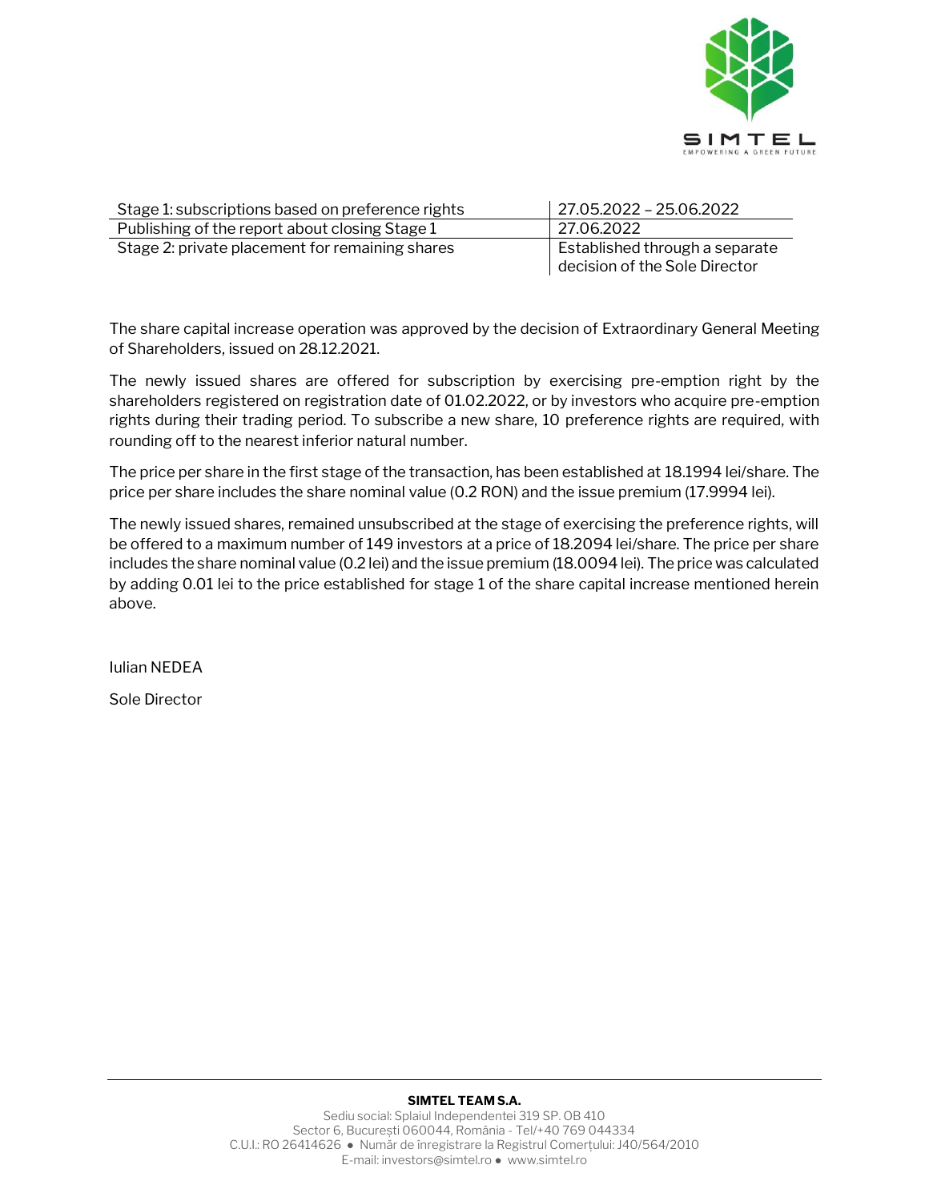| | |
|---|---|
| Stage 1: subscriptions based on preference rights | 27.05.2022 – 25.06.2022 |
| Publishing of the report about closing Stage 1 | 27.06.2022 |
| Stage 2: private placement for remaining shares | Established through a separate decision of the Sole Director |

The share capital increase operation was approved by the decision of Extraordinary General Meeting of Shareholders, issued on 28.12.2021.

The newly issued shares are offered for subscription by exercising pre-emption right by the shareholders registered on registration date of 01.02.2022, or by investors who acquire pre-emption rights during their trading period. To subscribe a new share, 10 preference rights are required, with rounding off to the nearest inferior natural number.

The price per share in the first stage of the transaction, has been established at 18.1994 lei/share. The price per share includes the share nominal value (0.2 RON) and the issue premium (17.9994 lei).

The newly issued shares, remained unsubscribed at the stage of exercising the preference rights, will be offered to a maximum number of 149 investors at a price of 18.2094 lei/share. The price per share includes the share nominal value (0.2 lei) and the issue premium (18.0094 lei). The price was calculated by adding 0.01 lei to the price established for stage 1 of the share capital increase mentioned herein above.

Iulian NEDEA

Sole Director